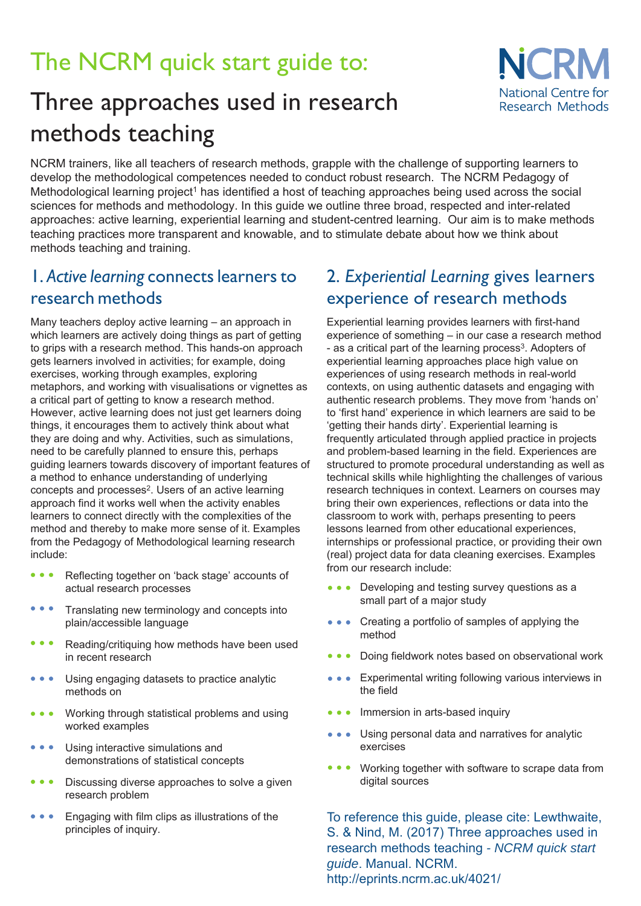# The NCRM quick start guide to:

# Three approaches used in research methods teaching

NCRM trainers, like all teachers of research methods, grapple with the challenge of supporting learners to develop the methodological competences needed to conduct robust research. The NCRM Pedagogy of Methodological learning project[1] has identified a host of teaching approaches being used across the social sciences for methods and methodology. In this guide we outline three broad, respected and inter-related approaches: active learning, experiential learning and student-centred learning. Our aim is to make methods teaching practices more transparent and knowable, and to stimulate debate about how we think about methods teaching and training.

## 1. *Active learning* connects learners to research methods

Many teachers deploy active learning – an approach in which learners are actively doing things as part of getting to grips with a research method. This hands-on approach gets learners involved in activities; for example, doing exercises, working through examples, exploring metaphors, and working with visualisations or vignettes as a critical part of getting to know a research method. However, active learning does not just get learners doing things, it encourages them to actively think about what they are doing and why. Activities, such as simulations, need to be carefully planned to ensure this, perhaps guiding learners towards discovery of important features of a method to enhance understanding of underlying concepts and processes[2]. Users of an active learning approach find it works well when the activity enables learners to connect directly with the complexities of the method and thereby to make more sense of it. Examples from the Pedagogy of Methodological learning research include:

- Reflecting together on 'back stage' accounts of actual research processes
- Translating new terminology and concepts into plain/accessible language
- Reading/critiquing how methods have been used in recent research
- Using engaging datasets to practice analytic methods on
- Working through statistical problems and using worked examples
- Using interactive simulations and demonstrations of statistical concepts
- Discussing diverse approaches to solve a given research problem
- Engaging with film clips as illustrations of the principles of inquiry.

## 2. *Experiential Learning* gives learners experience of research methods

Experiential learning provides learners with first-hand experience of something – in our case a research method - as a critical part of the learning process[3]. Adopters of experiential learning approaches place high value on experiences of using research methods in real-world contexts, on using authentic datasets and engaging with authentic research problems. They move from 'hands on' to 'first hand' experience in which learners are said to be 'getting their hands dirty'. Experiential learning is frequently articulated through applied practice in projects and problem-based learning in the field. Experiences are structured to promote procedural understanding as well as technical skills while highlighting the challenges of various research techniques in context. Learners on courses may bring their own experiences, reflections or data into the classroom to work with, perhaps presenting to peers lessons learned from other educational experiences, internships or professional practice, or providing their own (real) project data for data cleaning exercises. Examples from our research include:

- Developing and testing survey questions as a small part of a major study
- Creating a portfolio of samples of applying the method
- Doing fieldwork notes based on observational work
- Experimental writing following various interviews in the field
- Immersion in arts-based inquiry
- Using personal data and narratives for analytic exercises
- Working together with software to scrape data from digital sources

To reference this guide, please cite: Lewthwaite, S. & Nind, M. (2017) Three approaches used in research methods teaching - *NCRM quick start guide*. Manual. NCRM. http://eprints.ncrm.ac.uk/4021/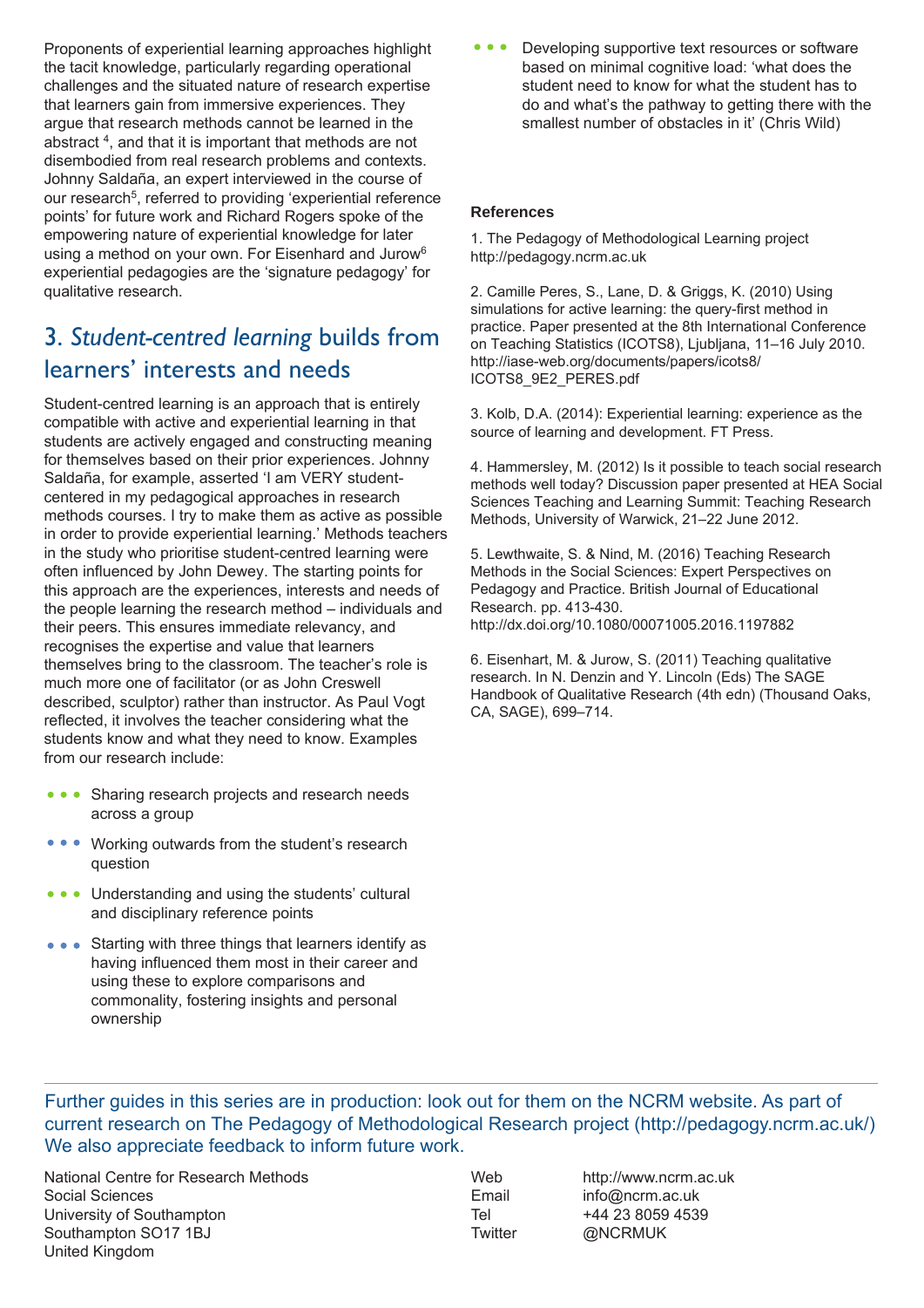Proponents of experiential learning approaches highlight the tacit knowledge, particularly regarding operational challenges and the situated nature of research expertise that learners gain from immersive experiences. They argue that research methods cannot be learned in the abstract [4], and that it is important that methods are not disembodied from real research problems and contexts. Johnny Saldaña, an expert interviewed in the course of our research[5], referred to providing 'experiential reference points' for future work and Richard Rogers spoke of the empowering nature of experiential knowledge for later using a method on your own. For Eisenhard and Jurow[6] experiential pedagogies are the 'signature pedagogy' for qualitative research.

## 3. *Student-centred learning* builds from learners' interests and needs

Student-centred learning is an approach that is entirely compatible with active and experiential learning in that students are actively engaged and constructing meaning for themselves based on their prior experiences. Johnny Saldaña, for example, asserted 'I am VERY student-centered in my pedagogical approaches in research methods courses. I try to make them as active as possible in order to provide experiential learning.' Methods teachers in the study who prioritise student-centred learning were often influenced by John Dewey. The starting points for this approach are the experiences, interests and needs of the people learning the research method – individuals and their peers. This ensures immediate relevancy, and recognises the expertise and value that learners themselves bring to the classroom. The teacher's role is much more one of facilitator (or as John Creswell described, sculptor) rather than instructor. As Paul Vogt reflected, it involves the teacher considering what the students know and what they need to know. Examples from our research include:

- Sharing research projects and research needs across a group
- Working outwards from the student's research question
- Understanding and using the students' cultural and disciplinary reference points
- Starting with three things that learners identify as having influenced them most in their career and using these to explore comparisons and commonality, fostering insights and personal ownership
- Developing supportive text resources or software based on minimal cognitive load: 'what does the student need to know for what the student has to do and what's the pathway to getting there with the smallest number of obstacles in it' (Chris Wild)

### References

1. The Pedagogy of Methodological Learning project http://pedagogy.ncrm.ac.uk

2. Camille Peres, S., Lane, D. & Griggs, K. (2010) Using simulations for active learning: the query-first method in practice. Paper presented at the 8th International Conference on Teaching Statistics (ICOTS8), Ljubljana, 11–16 July 2010. http://iase-web.org/documents/papers/icots8/ICOTS8_9E2_PERES.pdf

3. Kolb, D.A. (2014): Experiential learning: experience as the source of learning and development. FT Press.

4. Hammersley, M. (2012) Is it possible to teach social research methods well today? Discussion paper presented at HEA Social Sciences Teaching and Learning Summit: Teaching Research Methods, University of Warwick, 21–22 June 2012.

5. Lewthwaite, S. & Nind, M. (2016) Teaching Research Methods in the Social Sciences: Expert Perspectives on Pedagogy and Practice. British Journal of Educational Research. pp. 413-430. http://dx.doi.org/10.1080/00071005.2016.1197882

6. Eisenhart, M. & Jurow, S. (2011) Teaching qualitative research. In N. Denzin and Y. Lincoln (Eds) The SAGE Handbook of Qualitative Research (4th edn) (Thousand Oaks, CA, SAGE), 699–714.

Further guides in this series are in production: look out for them on the NCRM website. As part of current research on The Pedagogy of Methodological Research project (http://pedagogy.ncrm.ac.uk/) We also appreciate feedback to inform future work.

National Centre for Research Methods
Social Sciences
University of Southampton
Southampton SO17 1BJ
United Kingdom

Web http://www.ncrm.ac.uk
Email info@ncrm.ac.uk
Tel +44 23 8059 4539
Twitter @NCRMUK